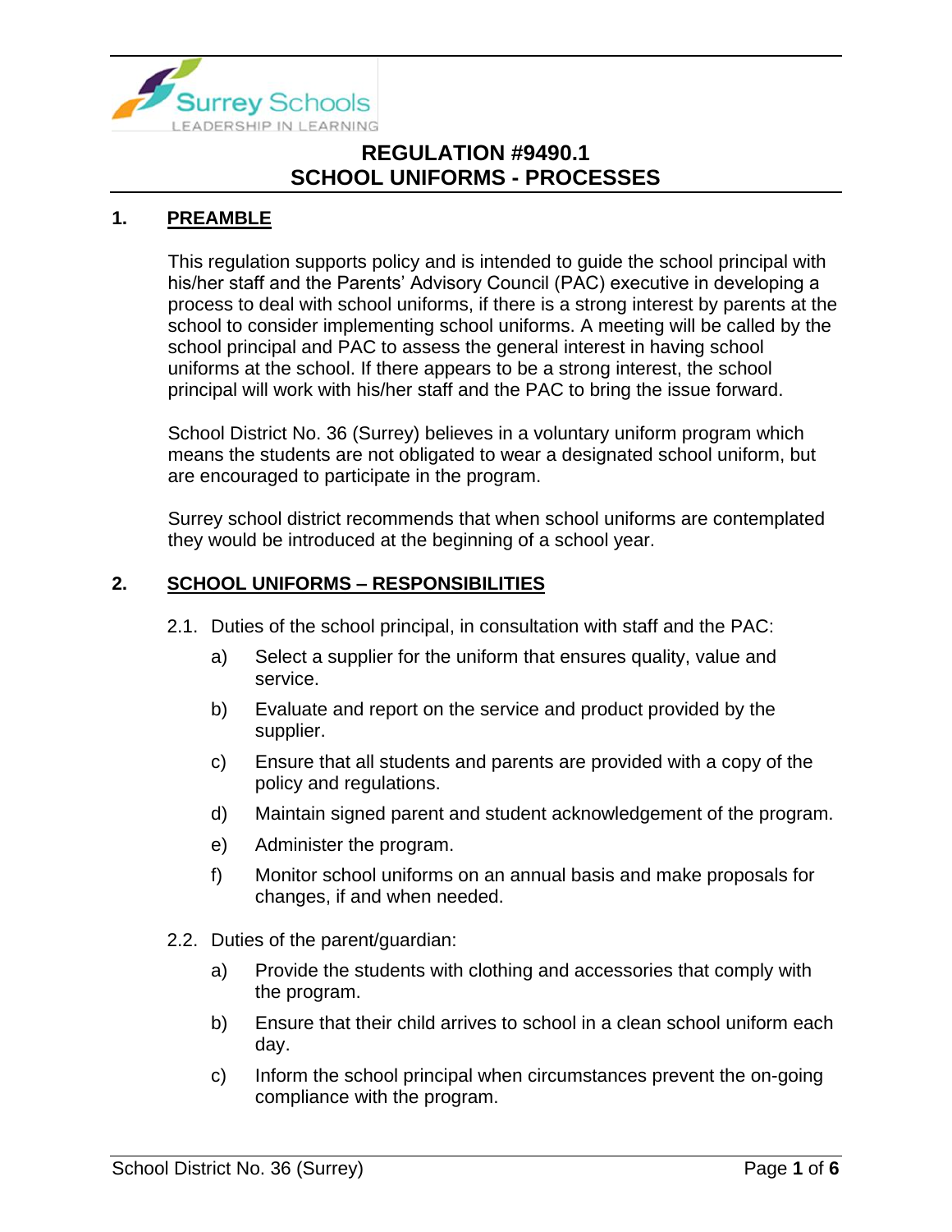# REGULATION #9490.1
# SCHOOL UNIFORMS - PROCESSES

## 1. PREAMBLE

This regulation supports policy and is intended to guide the school principal with his/her staff and the Parents' Advisory Council (PAC) executive in developing a process to deal with school uniforms, if there is a strong interest by parents at the school to consider implementing school uniforms. A meeting will be called by the school principal and PAC to assess the general interest in having school uniforms at the school. If there appears to be a strong interest, the school principal will work with his/her staff and the PAC to bring the issue forward.

School District No. 36 (Surrey) believes in a voluntary uniform program which means the students are not obligated to wear a designated school uniform, but are encouraged to participate in the program.

Surrey school district recommends that when school uniforms are contemplated they would be introduced at the beginning of a school year.

## 2. SCHOOL UNIFORMS – RESPONSIBILITIES

2.1. Duties of the school principal, in consultation with staff and the PAC:

- a) Select a supplier for the uniform that ensures quality, value and service.
- b) Evaluate and report on the service and product provided by the supplier.
- c) Ensure that all students and parents are provided with a copy of the policy and regulations.
- d) Maintain signed parent and student acknowledgement of the program.
- e) Administer the program.
- f) Monitor school uniforms on an annual basis and make proposals for changes, if and when needed.

2.2. Duties of the parent/guardian:

- a) Provide the students with clothing and accessories that comply with the program.
- b) Ensure that their child arrives to school in a clean school uniform each day.
- c) Inform the school principal when circumstances prevent the on-going compliance with the program.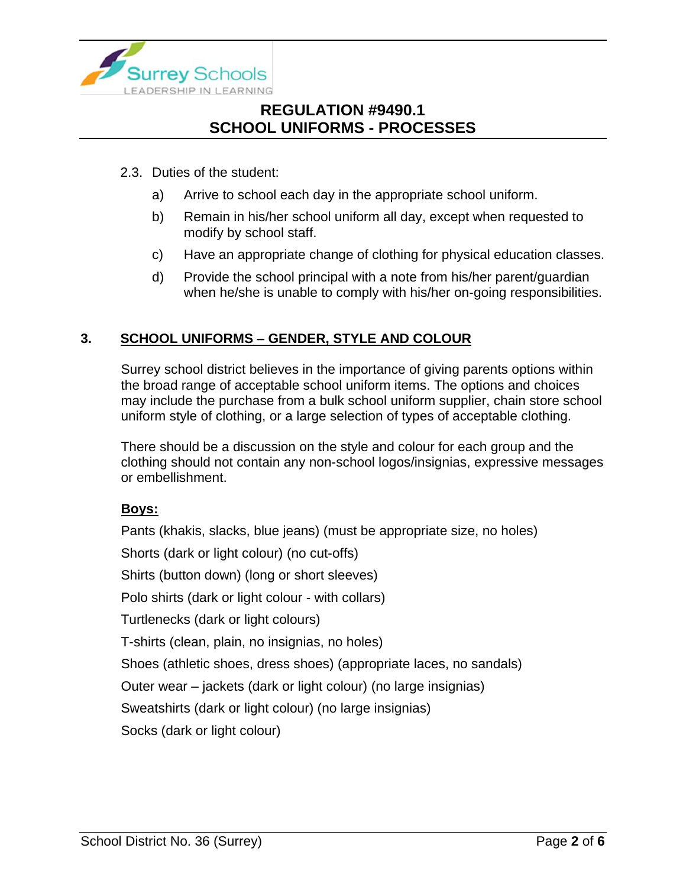2.3. Duties of the student:

a) Arrive to school each day in the appropriate school uniform.

b) Remain in his/her school uniform all day, except when requested to modify by school staff.

c) Have an appropriate change of clothing for physical education classes.

d) Provide the school principal with a note from his/her parent/guardian when he/she is unable to comply with his/her on-going responsibilities.

## 3. SCHOOL UNIFORMS – GENDER, STYLE AND COLOUR

Surrey school district believes in the importance of giving parents options within the broad range of acceptable school uniform items. The options and choices may include the purchase from a bulk school uniform supplier, chain store school uniform style of clothing, or a large selection of types of acceptable clothing.

There should be a discussion on the style and colour for each group and the clothing should not contain any non-school logos/insignias, expressive messages or embellishment.

**Boys:**

Pants (khakis, slacks, blue jeans) (must be appropriate size, no holes)

Shorts (dark or light colour) (no cut-offs)

Shirts (button down) (long or short sleeves)

Polo shirts (dark or light colour - with collars)

Turtlenecks (dark or light colours)

T-shirts (clean, plain, no insignias, no holes)

Shoes (athletic shoes, dress shoes) (appropriate laces, no sandals)

Outer wear – jackets (dark or light colour) (no large insignias)

Sweatshirts (dark or light colour) (no large insignias)

Socks (dark or light colour)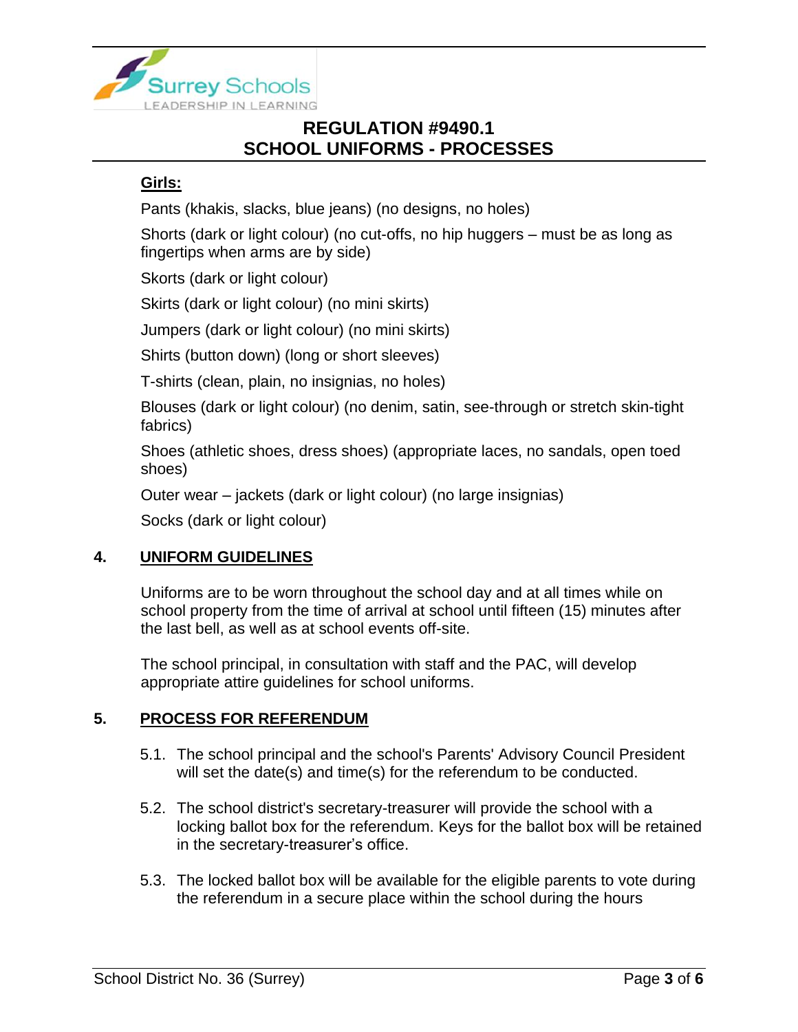**Girls:**

Pants (khakis, slacks, blue jeans) (no designs, no holes)

Shorts (dark or light colour) (no cut-offs, no hip huggers – must be as long as fingertips when arms are by side)

Skorts (dark or light colour)

Skirts (dark or light colour) (no mini skirts)

Jumpers (dark or light colour) (no mini skirts)

Shirts (button down) (long or short sleeves)

T-shirts (clean, plain, no insignias, no holes)

Blouses (dark or light colour) (no denim, satin, see-through or stretch skin-tight fabrics)

Shoes (athletic shoes, dress shoes) (appropriate laces, no sandals, open toed shoes)

Outer wear – jackets (dark or light colour) (no large insignias)

Socks (dark or light colour)

## 4. UNIFORM GUIDELINES

Uniforms are to be worn throughout the school day and at all times while on school property from the time of arrival at school until fifteen (15) minutes after the last bell, as well as at school events off-site.

The school principal, in consultation with staff and the PAC, will develop appropriate attire guidelines for school uniforms.

## 5. PROCESS FOR REFERENDUM

5.1. The school principal and the school's Parents' Advisory Council President will set the date(s) and time(s) for the referendum to be conducted.

5.2. The school district's secretary-treasurer will provide the school with a locking ballot box for the referendum. Keys for the ballot box will be retained in the secretary-treasurer's office.

5.3. The locked ballot box will be available for the eligible parents to vote during the referendum in a secure place within the school during the hours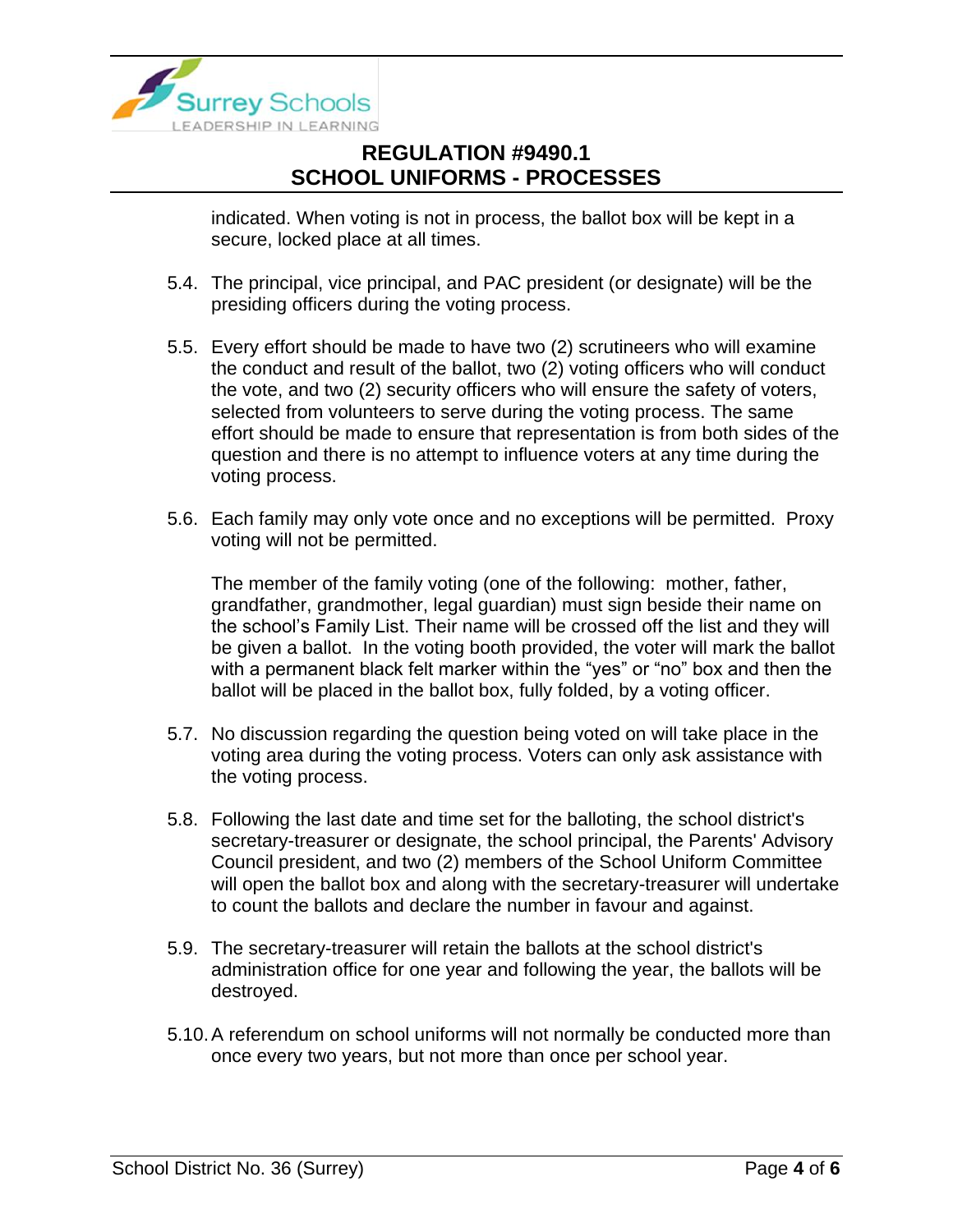indicated. When voting is not in process, the ballot box will be kept in a secure, locked place at all times.

5.4. The principal, vice principal, and PAC president (or designate) will be the presiding officers during the voting process.

5.5. Every effort should be made to have two (2) scrutineers who will examine the conduct and result of the ballot, two (2) voting officers who will conduct the vote, and two (2) security officers who will ensure the safety of voters, selected from volunteers to serve during the voting process. The same effort should be made to ensure that representation is from both sides of the question and there is no attempt to influence voters at any time during the voting process.

5.6. Each family may only vote once and no exceptions will be permitted. Proxy voting will not be permitted.

The member of the family voting (one of the following: mother, father, grandfather, grandmother, legal guardian) must sign beside their name on the school's Family List. Their name will be crossed off the list and they will be given a ballot. In the voting booth provided, the voter will mark the ballot with a permanent black felt marker within the "yes" or "no" box and then the ballot will be placed in the ballot box, fully folded, by a voting officer.

5.7. No discussion regarding the question being voted on will take place in the voting area during the voting process. Voters can only ask assistance with the voting process.

5.8. Following the last date and time set for the balloting, the school district's secretary-treasurer or designate, the school principal, the Parents' Advisory Council president, and two (2) members of the School Uniform Committee will open the ballot box and along with the secretary-treasurer will undertake to count the ballots and declare the number in favour and against.

5.9. The secretary-treasurer will retain the ballots at the school district's administration office for one year and following the year, the ballots will be destroyed.

5.10. A referendum on school uniforms will not normally be conducted more than once every two years, but not more than once per school year.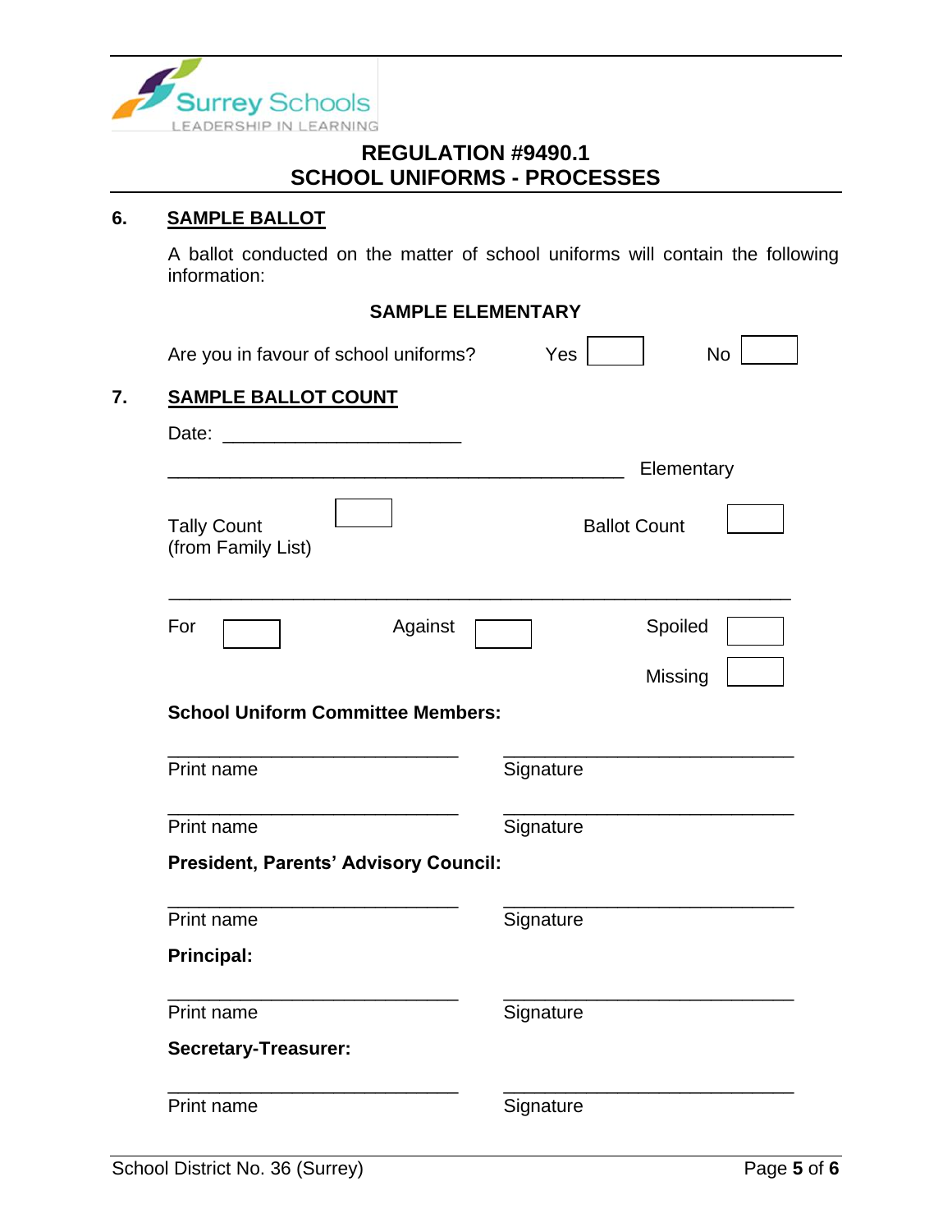# REGULATION #9490.1
# SCHOOL UNIFORMS - PROCESSES

## 6. SAMPLE BALLOT

A ballot conducted on the matter of school uniforms will contain the following information:

**SAMPLE ELEMENTARY**

Are you in favour of school uniforms? Yes [ ] No [ ]

## 7. SAMPLE BALLOT COUNT

Date: ______________________

_____________________________________________ Elementary

Tally Count (from Family List) [ ] Ballot Count [ ]

___________________________________________________________

For [ ] Against [ ] Spoiled [ ]

Missing [ ]

**School Uniform Committee Members:**

___________________________ ___________________________

Print name Signature

___________________________ ___________________________

Print name Signature

**President, Parents' Advisory Council:**

___________________________ ___________________________

Print name Signature

**Principal:**

___________________________ ___________________________

Print name Signature

**Secretary-Treasurer:**

___________________________ ___________________________

Print name Signature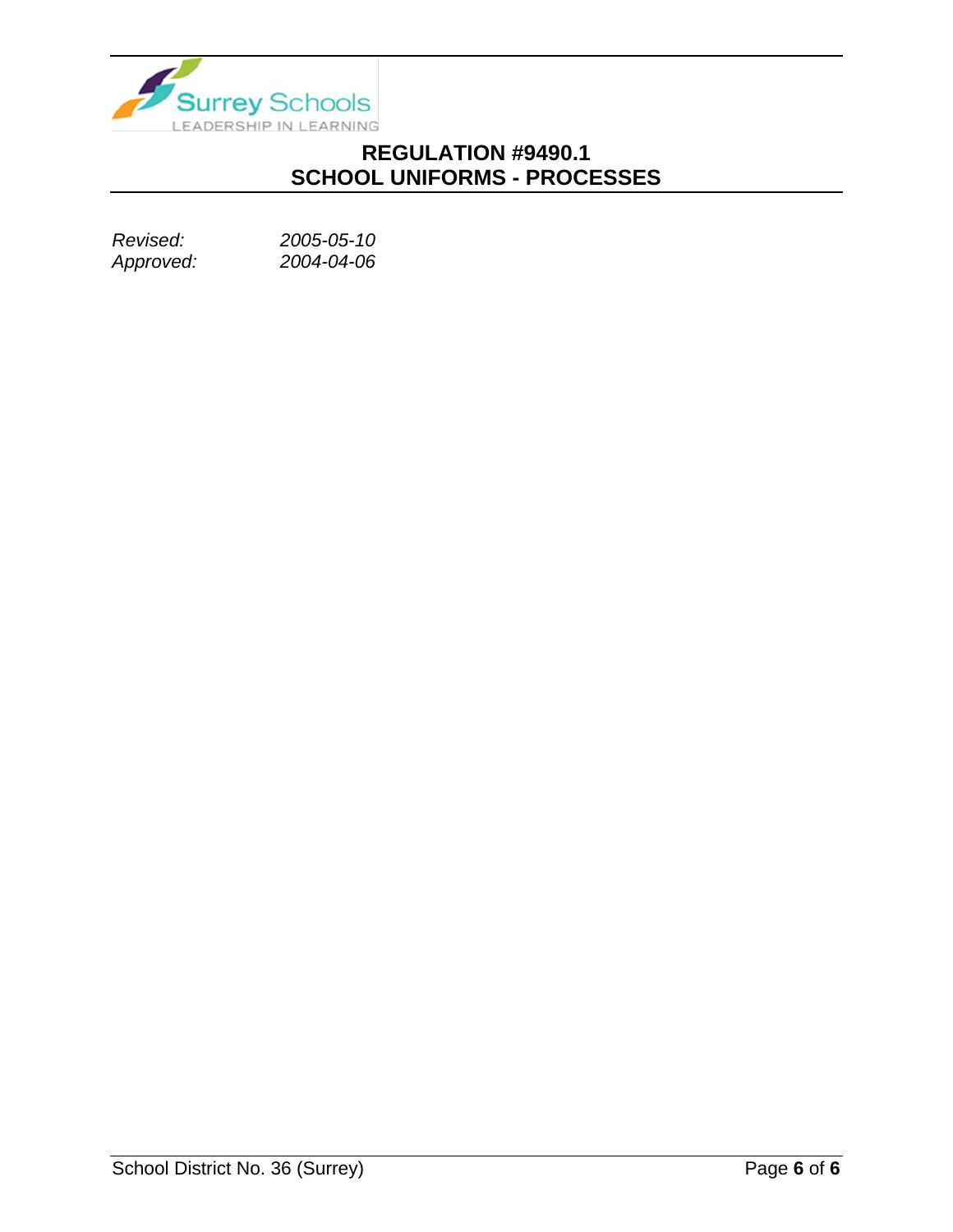# REGULATION #9490.1
# SCHOOL UNIFORMS - PROCESSES

*Revised:* *2005-05-10*
*Approved:* *2004-04-06*